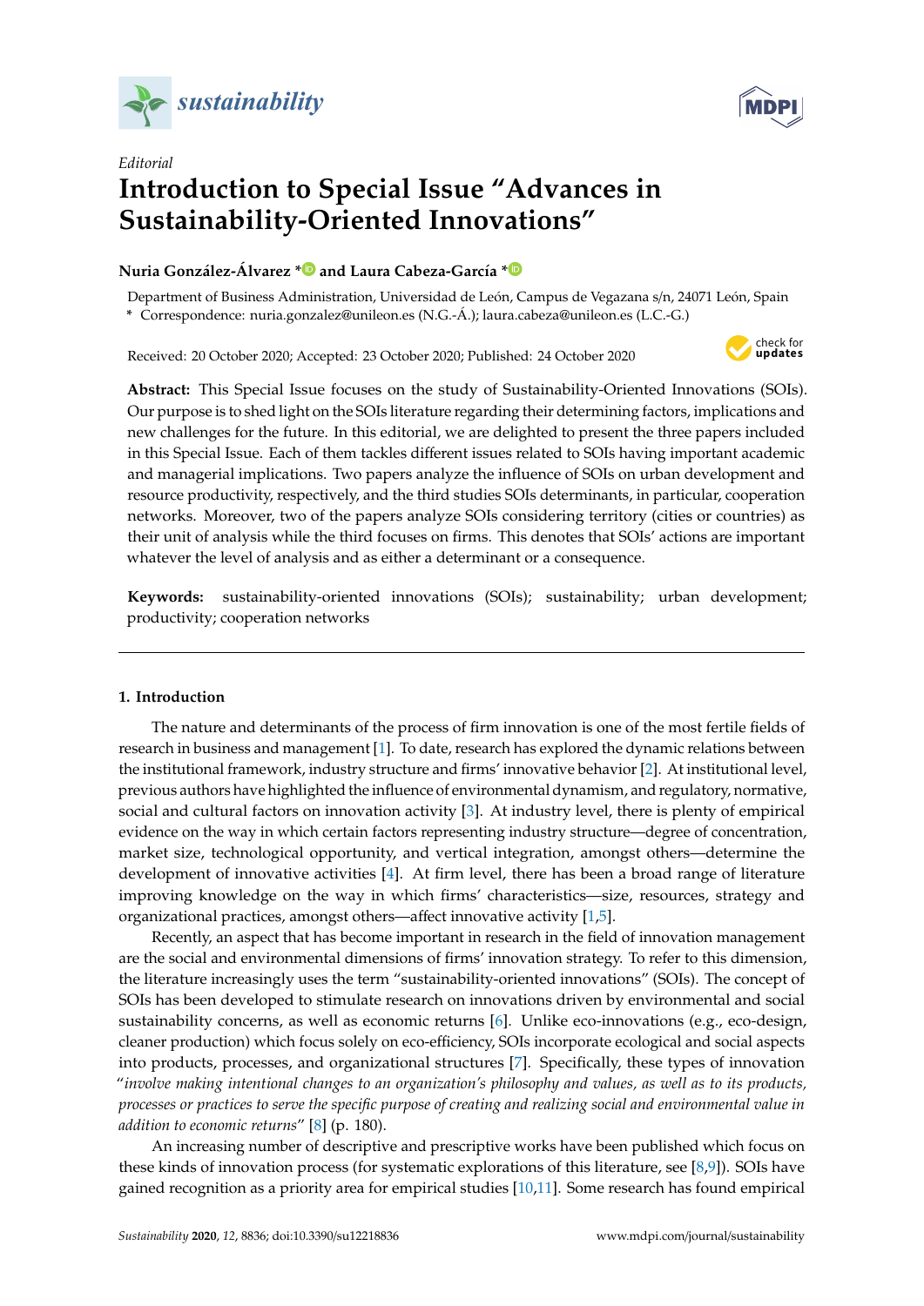*Editorial*

# Introduction to Special Issue "Advances in Sustainability-Oriented Innovations"

**Nuria González-Álvarez * and Laura Cabeza-García ***

Department of Business Administration, Universidad de León, Campus de Vegazana s/n, 24071 León, Spain
* Correspondence: nuria.gonzalez@unileon.es (N.G.-Á.); laura.cabeza@unileon.es (L.C.-G.)

Received: 20 October 2020; Accepted: 23 October 2020; Published: 24 October 2020

**Abstract:** This Special Issue focuses on the study of Sustainability-Oriented Innovations (SOIs). Our purpose is to shed light on the SOIs literature regarding their determining factors, implications and new challenges for the future. In this editorial, we are delighted to present the three papers included in this Special Issue. Each of them tackles different issues related to SOIs having important academic and managerial implications. Two papers analyze the influence of SOIs on urban development and resource productivity, respectively, and the third studies SOIs determinants, in particular, cooperation networks. Moreover, two of the papers analyze SOIs considering territory (cities or countries) as their unit of analysis while the third focuses on firms. This denotes that SOIs' actions are important whatever the level of analysis and as either a determinant or a consequence.

**Keywords:** sustainability-oriented innovations (SOIs); sustainability; urban development; productivity; cooperation networks

## 1. Introduction

The nature and determinants of the process of firm innovation is one of the most fertile fields of research in business and management [1]. To date, research has explored the dynamic relations between the institutional framework, industry structure and firms' innovative behavior [2]. At institutional level, previous authors have highlighted the influence of environmental dynamism, and regulatory, normative, social and cultural factors on innovation activity [3]. At industry level, there is plenty of empirical evidence on the way in which certain factors representing industry structure—degree of concentration, market size, technological opportunity, and vertical integration, amongst others—determine the development of innovative activities [4]. At firm level, there has been a broad range of literature improving knowledge on the way in which firms' characteristics—size, resources, strategy and organizational practices, amongst others—affect innovative activity [1,5].

Recently, an aspect that has become important in research in the field of innovation management are the social and environmental dimensions of firms' innovation strategy. To refer to this dimension, the literature increasingly uses the term "sustainability-oriented innovations" (SOIs). The concept of SOIs has been developed to stimulate research on innovations driven by environmental and social sustainability concerns, as well as economic returns [6]. Unlike eco-innovations (e.g., eco-design, cleaner production) which focus solely on eco-efficiency, SOIs incorporate ecological and social aspects into products, processes, and organizational structures [7]. Specifically, these types of innovation "*involve making intentional changes to an organization's philosophy and values, as well as to its products, processes or practices to serve the specific purpose of creating and realizing social and environmental value in addition to economic returns*" [8] (p. 180).

An increasing number of descriptive and prescriptive works have been published which focus on these kinds of innovation process (for systematic explorations of this literature, see [8,9]). SOIs have gained recognition as a priority area for empirical studies [10,11]. Some research has found empirical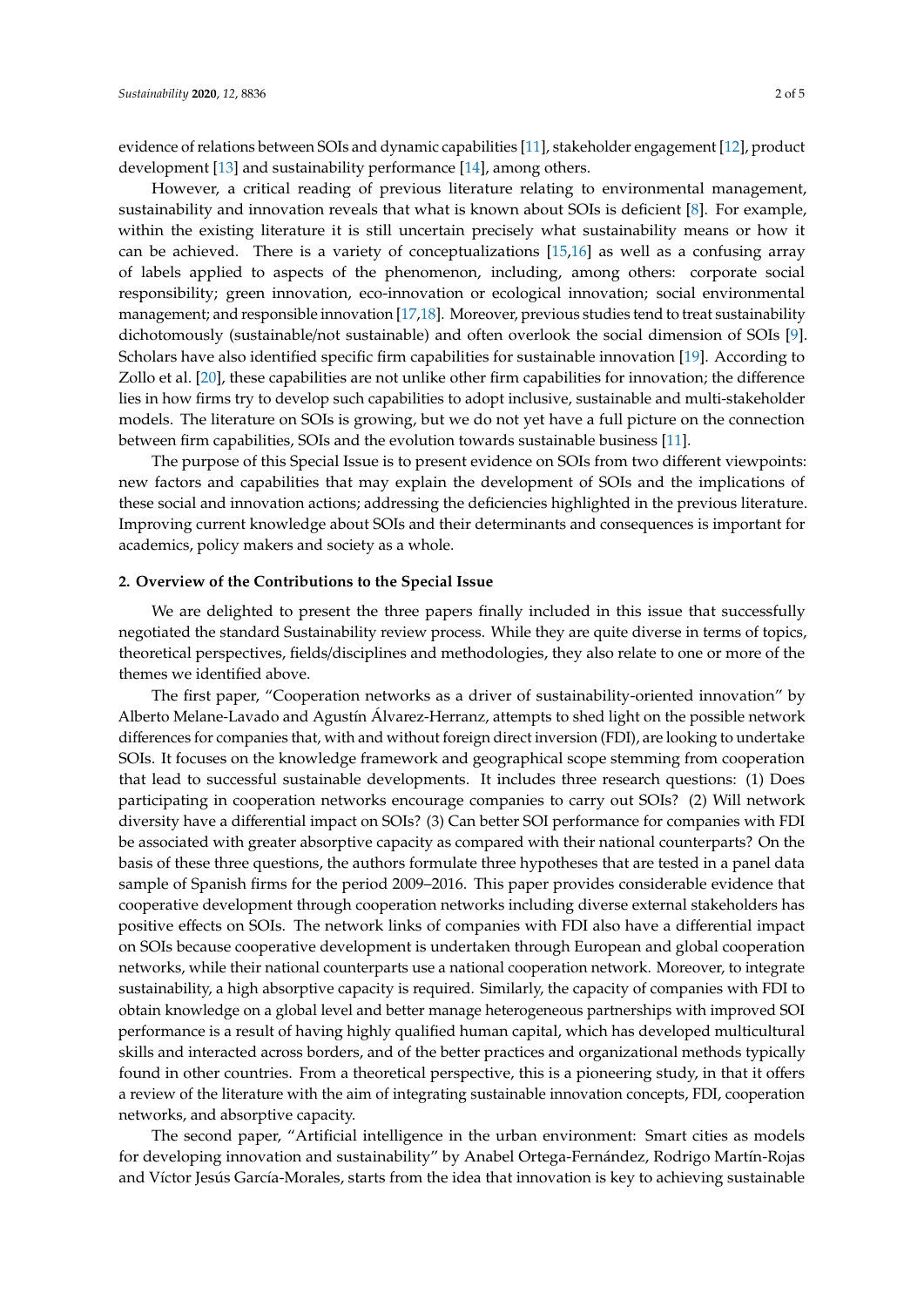evidence of relations between SOIs and dynamic capabilities [11], stakeholder engagement [12], product development [13] and sustainability performance [14], among others.

However, a critical reading of previous literature relating to environmental management, sustainability and innovation reveals that what is known about SOIs is deficient [8]. For example, within the existing literature it is still uncertain precisely what sustainability means or how it can be achieved. There is a variety of conceptualizations [15,16] as well as a confusing array of labels applied to aspects of the phenomenon, including, among others: corporate social responsibility; green innovation, eco-innovation or ecological innovation; social environmental management; and responsible innovation [17,18]. Moreover, previous studies tend to treat sustainability dichotomously (sustainable/not sustainable) and often overlook the social dimension of SOIs [9]. Scholars have also identified specific firm capabilities for sustainable innovation [19]. According to Zollo et al. [20], these capabilities are not unlike other firm capabilities for innovation; the difference lies in how firms try to develop such capabilities to adopt inclusive, sustainable and multi-stakeholder models. The literature on SOIs is growing, but we do not yet have a full picture on the connection between firm capabilities, SOIs and the evolution towards sustainable business [11].

The purpose of this Special Issue is to present evidence on SOIs from two different viewpoints: new factors and capabilities that may explain the development of SOIs and the implications of these social and innovation actions; addressing the deficiencies highlighted in the previous literature. Improving current knowledge about SOIs and their determinants and consequences is important for academics, policy makers and society as a whole.

## 2. Overview of the Contributions to the Special Issue

We are delighted to present the three papers finally included in this issue that successfully negotiated the standard Sustainability review process. While they are quite diverse in terms of topics, theoretical perspectives, fields/disciplines and methodologies, they also relate to one or more of the themes we identified above.

The first paper, "Cooperation networks as a driver of sustainability-oriented innovation" by Alberto Melane-Lavado and Agustín Álvarez-Herranz, attempts to shed light on the possible network differences for companies that, with and without foreign direct inversion (FDI), are looking to undertake SOIs. It focuses on the knowledge framework and geographical scope stemming from cooperation that lead to successful sustainable developments. It includes three research questions: (1) Does participating in cooperation networks encourage companies to carry out SOIs? (2) Will network diversity have a differential impact on SOIs? (3) Can better SOI performance for companies with FDI be associated with greater absorptive capacity as compared with their national counterparts? On the basis of these three questions, the authors formulate three hypotheses that are tested in a panel data sample of Spanish firms for the period 2009–2016. This paper provides considerable evidence that cooperative development through cooperation networks including diverse external stakeholders has positive effects on SOIs. The network links of companies with FDI also have a differential impact on SOIs because cooperative development is undertaken through European and global cooperation networks, while their national counterparts use a national cooperation network. Moreover, to integrate sustainability, a high absorptive capacity is required. Similarly, the capacity of companies with FDI to obtain knowledge on a global level and better manage heterogeneous partnerships with improved SOI performance is a result of having highly qualified human capital, which has developed multicultural skills and interacted across borders, and of the better practices and organizational methods typically found in other countries. From a theoretical perspective, this is a pioneering study, in that it offers a review of the literature with the aim of integrating sustainable innovation concepts, FDI, cooperation networks, and absorptive capacity.

The second paper, "Artificial intelligence in the urban environment: Smart cities as models for developing innovation and sustainability" by Anabel Ortega-Fernández, Rodrigo Martín-Rojas and Víctor Jesús García-Morales, starts from the idea that innovation is key to achieving sustainable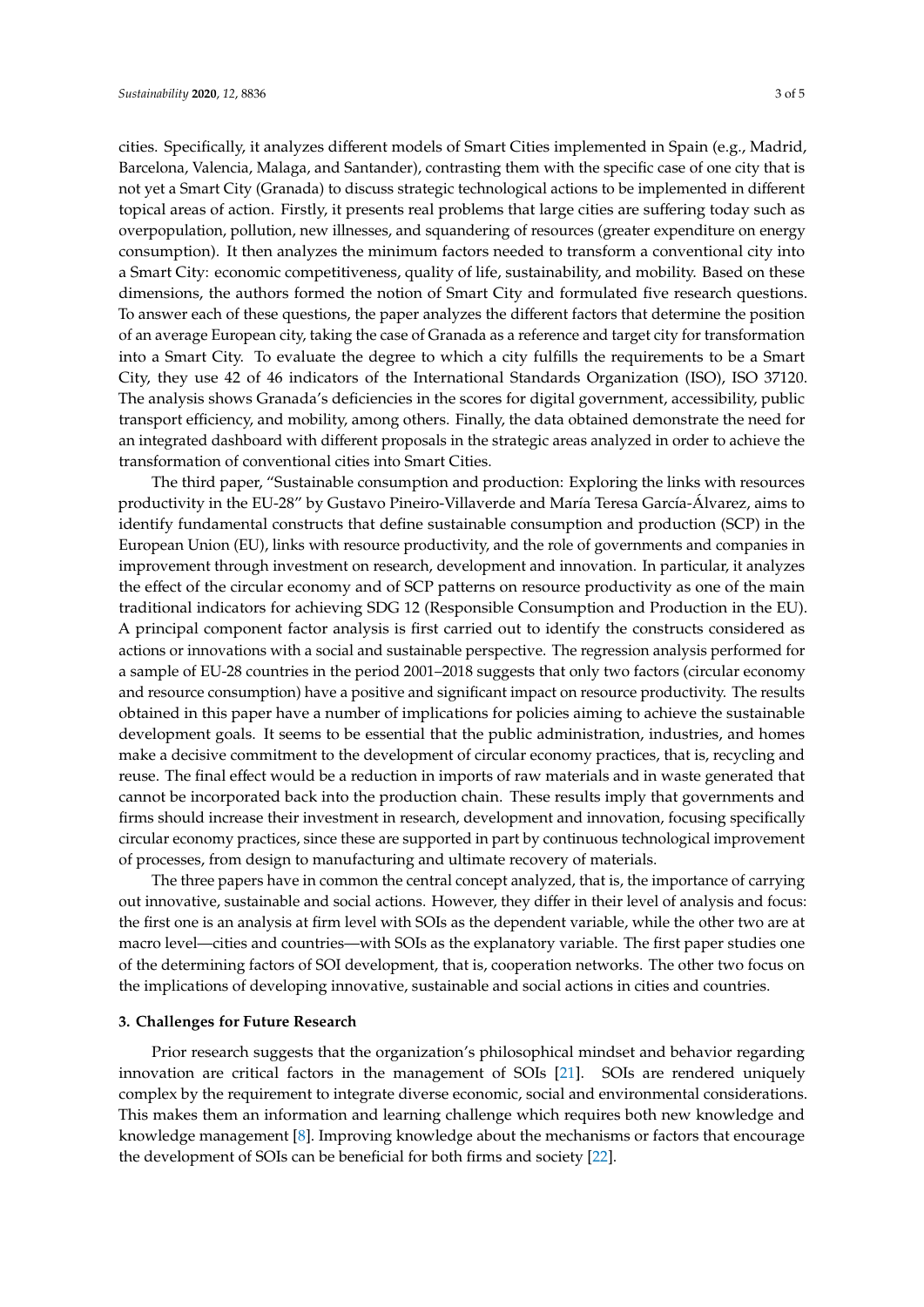cities. Specifically, it analyzes different models of Smart Cities implemented in Spain (e.g., Madrid, Barcelona, Valencia, Malaga, and Santander), contrasting them with the specific case of one city that is not yet a Smart City (Granada) to discuss strategic technological actions to be implemented in different topical areas of action. Firstly, it presents real problems that large cities are suffering today such as overpopulation, pollution, new illnesses, and squandering of resources (greater expenditure on energy consumption). It then analyzes the minimum factors needed to transform a conventional city into a Smart City: economic competitiveness, quality of life, sustainability, and mobility. Based on these dimensions, the authors formed the notion of Smart City and formulated five research questions. To answer each of these questions, the paper analyzes the different factors that determine the position of an average European city, taking the case of Granada as a reference and target city for transformation into a Smart City. To evaluate the degree to which a city fulfills the requirements to be a Smart City, they use 42 of 46 indicators of the International Standards Organization (ISO), ISO 37120. The analysis shows Granada's deficiencies in the scores for digital government, accessibility, public transport efficiency, and mobility, among others. Finally, the data obtained demonstrate the need for an integrated dashboard with different proposals in the strategic areas analyzed in order to achieve the transformation of conventional cities into Smart Cities.

The third paper, "Sustainable consumption and production: Exploring the links with resources productivity in the EU-28" by Gustavo Pineiro-Villaverde and María Teresa García-Álvarez, aims to identify fundamental constructs that define sustainable consumption and production (SCP) in the European Union (EU), links with resource productivity, and the role of governments and companies in improvement through investment on research, development and innovation. In particular, it analyzes the effect of the circular economy and of SCP patterns on resource productivity as one of the main traditional indicators for achieving SDG 12 (Responsible Consumption and Production in the EU). A principal component factor analysis is first carried out to identify the constructs considered as actions or innovations with a social and sustainable perspective. The regression analysis performed for a sample of EU-28 countries in the period 2001–2018 suggests that only two factors (circular economy and resource consumption) have a positive and significant impact on resource productivity. The results obtained in this paper have a number of implications for policies aiming to achieve the sustainable development goals. It seems to be essential that the public administration, industries, and homes make a decisive commitment to the development of circular economy practices, that is, recycling and reuse. The final effect would be a reduction in imports of raw materials and in waste generated that cannot be incorporated back into the production chain. These results imply that governments and firms should increase their investment in research, development and innovation, focusing specifically circular economy practices, since these are supported in part by continuous technological improvement of processes, from design to manufacturing and ultimate recovery of materials.

The three papers have in common the central concept analyzed, that is, the importance of carrying out innovative, sustainable and social actions. However, they differ in their level of analysis and focus: the first one is an analysis at firm level with SOIs as the dependent variable, while the other two are at macro level—cities and countries—with SOIs as the explanatory variable. The first paper studies one of the determining factors of SOI development, that is, cooperation networks. The other two focus on the implications of developing innovative, sustainable and social actions in cities and countries.

## 3. Challenges for Future Research

Prior research suggests that the organization's philosophical mindset and behavior regarding innovation are critical factors in the management of SOIs [21]. SOIs are rendered uniquely complex by the requirement to integrate diverse economic, social and environmental considerations. This makes them an information and learning challenge which requires both new knowledge and knowledge management [8]. Improving knowledge about the mechanisms or factors that encourage the development of SOIs can be beneficial for both firms and society [22].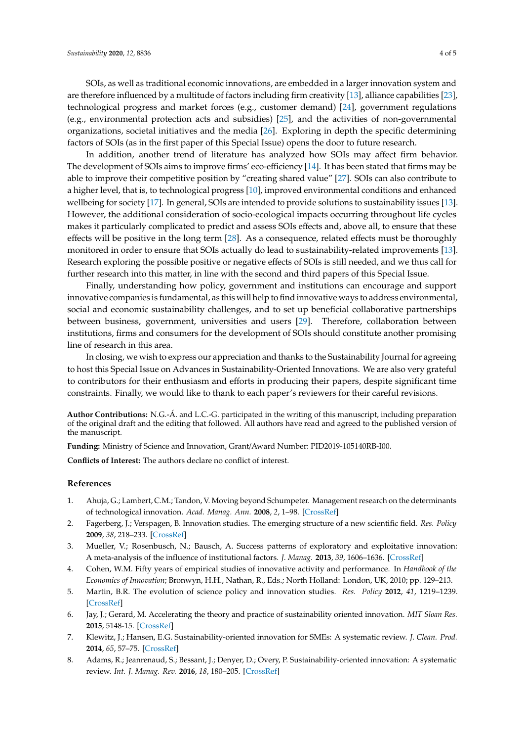SOIs, as well as traditional economic innovations, are embedded in a larger innovation system and are therefore influenced by a multitude of factors including firm creativity [13], alliance capabilities [23], technological progress and market forces (e.g., customer demand) [24], government regulations (e.g., environmental protection acts and subsidies) [25], and the activities of non-governmental organizations, societal initiatives and the media [26]. Exploring in depth the specific determining factors of SOIs (as in the first paper of this Special Issue) opens the door to future research.

In addition, another trend of literature has analyzed how SOIs may affect firm behavior. The development of SOIs aims to improve firms' eco-efficiency [14]. It has been stated that firms may be able to improve their competitive position by "creating shared value" [27]. SOIs can also contribute to a higher level, that is, to technological progress [10], improved environmental conditions and enhanced wellbeing for society [17]. In general, SOIs are intended to provide solutions to sustainability issues [13]. However, the additional consideration of socio-ecological impacts occurring throughout life cycles makes it particularly complicated to predict and assess SOIs effects and, above all, to ensure that these effects will be positive in the long term [28]. As a consequence, related effects must be thoroughly monitored in order to ensure that SOIs actually do lead to sustainability-related improvements [13]. Research exploring the possible positive or negative effects of SOIs is still needed, and we thus call for further research into this matter, in line with the second and third papers of this Special Issue.

Finally, understanding how policy, government and institutions can encourage and support innovative companies is fundamental, as this will help to find innovative ways to address environmental, social and economic sustainability challenges, and to set up beneficial collaborative partnerships between business, government, universities and users [29]. Therefore, collaboration between institutions, firms and consumers for the development of SOIs should constitute another promising line of research in this area.

In closing, we wish to express our appreciation and thanks to the Sustainability Journal for agreeing to host this Special Issue on Advances in Sustainability-Oriented Innovations. We are also very grateful to contributors for their enthusiasm and efforts in producing their papers, despite significant time constraints. Finally, we would like to thank to each paper's reviewers for their careful revisions.

**Author Contributions:** N.G.-Á. and L.C.-G. participated in the writing of this manuscript, including preparation of the original draft and the editing that followed. All authors have read and agreed to the published version of the manuscript.

**Funding:** Ministry of Science and Innovation, Grant/Award Number: PID2019-105140RB-I00.

**Conflicts of Interest:** The authors declare no conflict of interest.

## References

1. Ahuja, G.; Lambert, C.M.; Tandon, V. Moving beyond Schumpeter. Management research on the determinants of technological innovation. *Acad. Manag. Ann.* **2008**, *2*, 1–98. [CrossRef]
2. Fagerberg, J.; Verspagen, B. Innovation studies. The emerging structure of a new scientific field. *Res. Policy* **2009**, *38*, 218–233. [CrossRef]
3. Mueller, V.; Rosenbusch, N.; Bausch, A. Success patterns of exploratory and exploitative innovation: A meta-analysis of the influence of institutional factors. *J. Manag.* **2013**, *39*, 1606–1636. [CrossRef]
4. Cohen, W.M. Fifty years of empirical studies of innovative activity and performance. In *Handbook of the Economics of Innovation*; Bronwyn, H.H., Nathan, R., Eds.; North Holland: London, UK, 2010; pp. 129–213.
5. Martin, B.R. The evolution of science policy and innovation studies. *Res. Policy* **2012**, *41*, 1219–1239. [CrossRef]
6. Jay, J.; Gerard, M. Accelerating the theory and practice of sustainability oriented innovation. *MIT Sloan Res.* **2015**, 5148-15. [CrossRef]
7. Klewitz, J.; Hansen, E.G. Sustainability-oriented innovation for SMEs: A systematic review. *J. Clean. Prod.* **2014**, *65*, 57–75. [CrossRef]
8. Adams, R.; Jeanrenaud, S.; Bessant, J.; Denyer, D.; Overy, P. Sustainability-oriented innovation: A systematic review. *Int. J. Manag. Rev.* **2016**, *18*, 180–205. [CrossRef]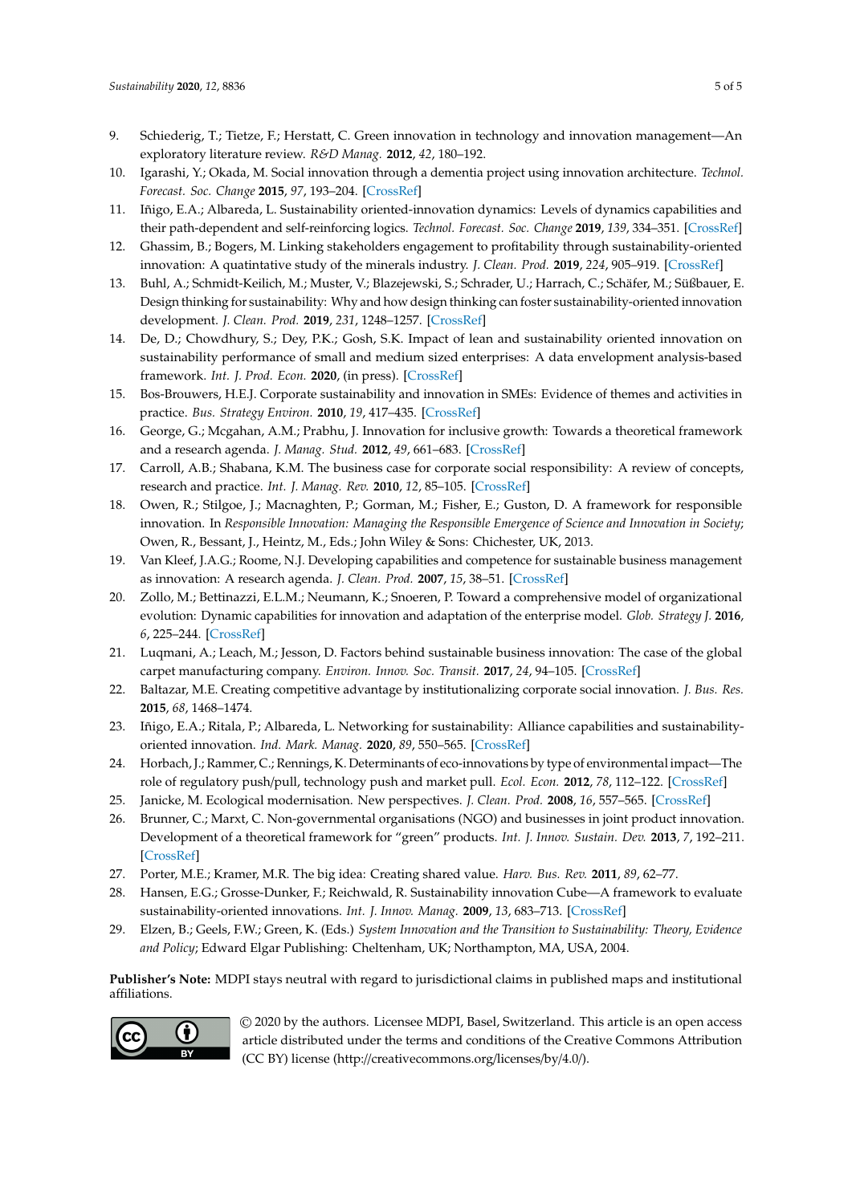9. Schiederig, T.; Tietze, F.; Herstatt, C. Green innovation in technology and innovation management—An exploratory literature review. *R&D Manag.* **2012**, *42*, 180–192.
10. Igarashi, Y.; Okada, M. Social innovation through a dementia project using innovation architecture. *Technol. Forecast. Soc. Change* **2015**, *97*, 193–204. [CrossRef]
11. Iñigo, E.A.; Albareda, L. Sustainability oriented-innovation dynamics: Levels of dynamics capabilities and their path-dependent and self-reinforcing logics. *Technol. Forecast. Soc. Change* **2019**, *139*, 334–351. [CrossRef]
12. Ghassim, B.; Bogers, M. Linking stakeholders engagement to profitability through sustainability-oriented innovation: A quatintative study of the minerals industry. *J. Clean. Prod.* **2019**, *224*, 905–919. [CrossRef]
13. Buhl, A.; Schmidt-Keilich, M.; Muster, V.; Blazejewski, S.; Schrader, U.; Harrach, C.; Schäfer, M.; Süßbauer, E. Design thinking for sustainability: Why and how design thinking can foster sustainability-oriented innovation development. *J. Clean. Prod.* **2019**, *231*, 1248–1257. [CrossRef]
14. De, D.; Chowdhury, S.; Dey, P.K.; Gosh, S.K. Impact of lean and sustainability oriented innovation on sustainability performance of small and medium sized enterprises: A data envelopment analysis-based framework. *Int. J. Prod. Econ.* **2020**, (in press). [CrossRef]
15. Bos-Brouwers, H.E.J. Corporate sustainability and innovation in SMEs: Evidence of themes and activities in practice. *Bus. Strategy Environ.* **2010**, *19*, 417–435. [CrossRef]
16. George, G.; Mcgahan, A.M.; Prabhu, J. Innovation for inclusive growth: Towards a theoretical framework and a research agenda. *J. Manag. Stud.* **2012**, *49*, 661–683. [CrossRef]
17. Carroll, A.B.; Shabana, K.M. The business case for corporate social responsibility: A review of concepts, research and practice. *Int. J. Manag. Rev.* **2010**, *12*, 85–105. [CrossRef]
18. Owen, R.; Stilgoe, J.; Macnaghten, P.; Gorman, M.; Fisher, E.; Guston, D. A framework for responsible innovation. In *Responsible Innovation: Managing the Responsible Emergence of Science and Innovation in Society*; Owen, R., Bessant, J., Heintz, M., Eds.; John Wiley & Sons: Chichester, UK, 2013.
19. Van Kleef, J.A.G.; Roome, N.J. Developing capabilities and competence for sustainable business management as innovation: A research agenda. *J. Clean. Prod.* **2007**, *15*, 38–51. [CrossRef]
20. Zollo, M.; Bettinazzi, E.L.M.; Neumann, K.; Snoeren, P. Toward a comprehensive model of organizational evolution: Dynamic capabilities for innovation and adaptation of the enterprise model. *Glob. Strategy J.* **2016**, *6*, 225–244. [CrossRef]
21. Luqmani, A.; Leach, M.; Jesson, D. Factors behind sustainable business innovation: The case of the global carpet manufacturing company. *Environ. Innov. Soc. Transit.* **2017**, *24*, 94–105. [CrossRef]
22. Baltazar, M.E. Creating competitive advantage by institutionalizing corporate social innovation. *J. Bus. Res.* **2015**, *68*, 1468–1474.
23. Iñigo, E.A.; Ritala, P.; Albareda, L. Networking for sustainability: Alliance capabilities and sustainability-oriented innovation. *Ind. Mark. Manag.* **2020**, *89*, 550–565. [CrossRef]
24. Horbach, J.; Rammer, C.; Rennings, K. Determinants of eco-innovations by type of environmental impact—The role of regulatory push/pull, technology push and market pull. *Ecol. Econ.* **2012**, *78*, 112–122. [CrossRef]
25. Janicke, M. Ecological modernisation. New perspectives. *J. Clean. Prod.* **2008**, *16*, 557–565. [CrossRef]
26. Brunner, C.; Marxt, C. Non-governmental organisations (NGO) and businesses in joint product innovation. Development of a theoretical framework for "green" products. *Int. J. Innov. Sustain. Dev.* **2013**, *7*, 192–211. [CrossRef]
27. Porter, M.E.; Kramer, M.R. The big idea: Creating shared value. *Harv. Bus. Rev.* **2011**, *89*, 62–77.
28. Hansen, E.G.; Grosse-Dunker, F.; Reichwald, R. Sustainability innovation Cube—A framework to evaluate sustainability-oriented innovations. *Int. J. Innov. Manag.* **2009**, *13*, 683–713. [CrossRef]
29. Elzen, B.; Geels, F.W.; Green, K. (Eds.) *System Innovation and the Transition to Sustainability: Theory, Evidence and Policy*; Edward Elgar Publishing: Cheltenham, UK; Northampton, MA, USA, 2004.

**Publisher's Note:** MDPI stays neutral with regard to jurisdictional claims in published maps and institutional affiliations.

© 2020 by the authors. Licensee MDPI, Basel, Switzerland. This article is an open access article distributed under the terms and conditions of the Creative Commons Attribution (CC BY) license (http://creativecommons.org/licenses/by/4.0/).